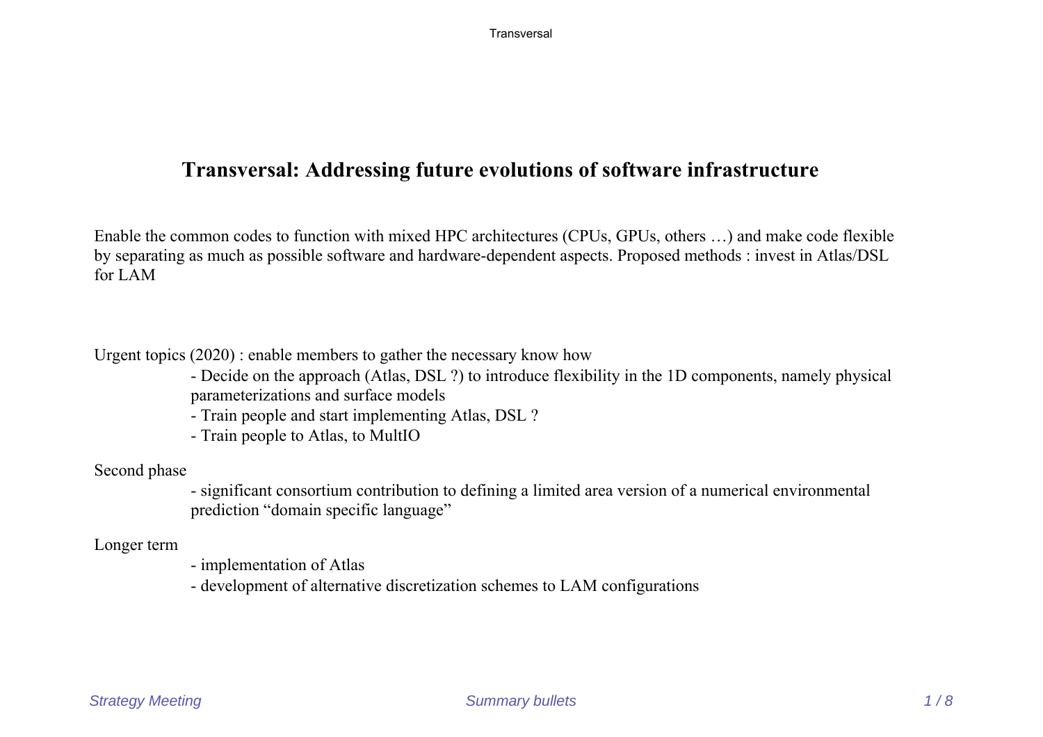# Transversal: Addressing future evolutions of software infrastructure

Enable the common codes to function with mixed HPC architectures (CPUs, GPUs, others …) and make code flexible by separating as much as possible software and hardware-dependent aspects. Proposed methods : invest in Atlas/DSL for LAM

Urgent topics (2020) : enable members to gather the necessary know how

- Decide on the approach (Atlas, DSL ?) to introduce flexibility in the 1D components, namely physical parameterizations and surface models
- Train people and start implementing Atlas, DSL ?
- Train people to Atlas, to MultIO

Second phase

- significant consortium contribution to defining a limited area version of a numerical environmental prediction "domain specific language"

Longer term

- implementation of Atlas
- development of alternative discretization schemes to LAM configurations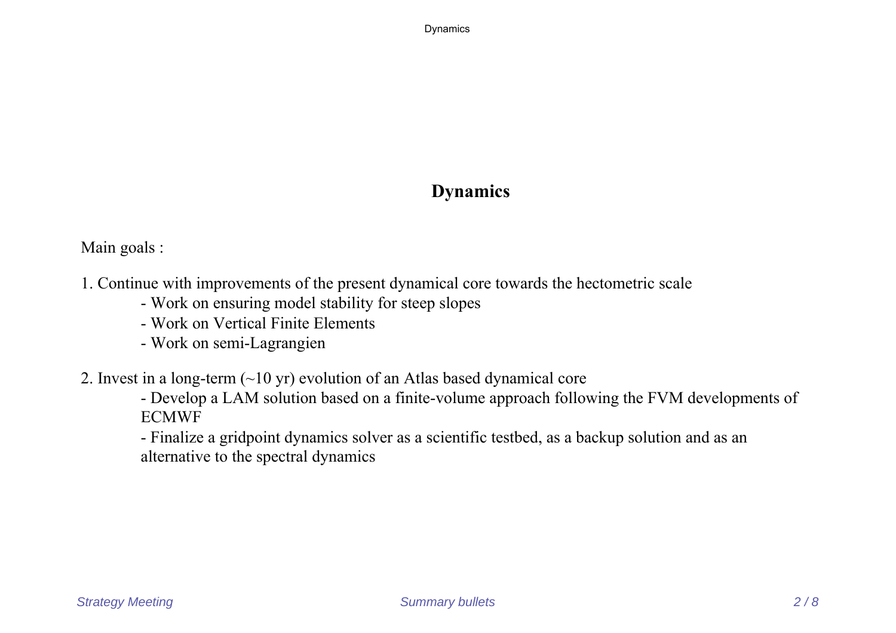# Dynamics

Main goals :

1. Continue with improvements of the present dynamical core towards the hectometric scale
   - Work on ensuring model stability for steep slopes
   - Work on Vertical Finite Elements
   - Work on semi-Lagrangien

2. Invest in a long-term (~10 yr) evolution of an Atlas based dynamical core
   - Develop a LAM solution based on a finite-volume approach following the FVM developments of ECMWF
   - Finalize a gridpoint dynamics solver as a scientific testbed, as a backup solution and as an alternative to the spectral dynamics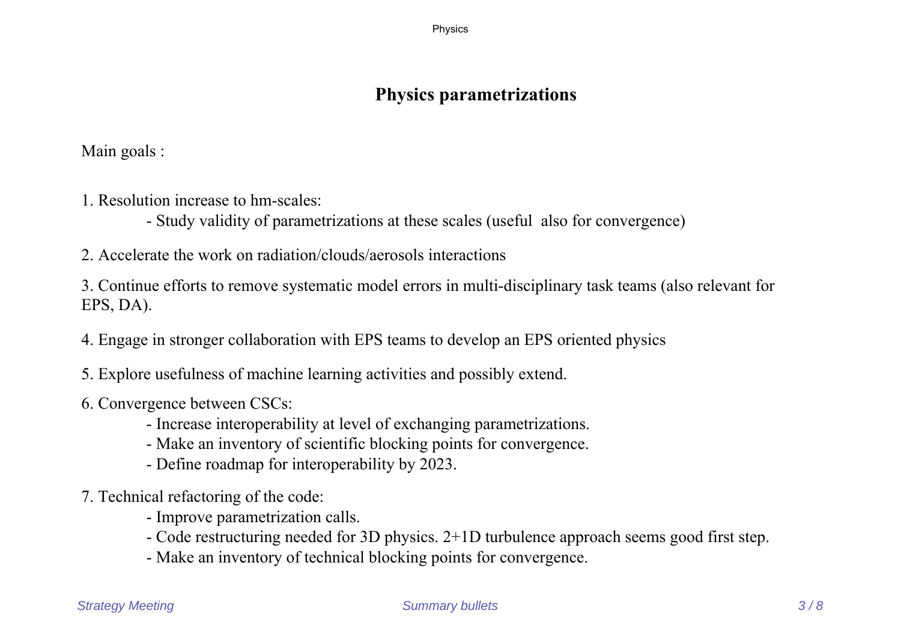# Physics parametrizations

Main goals :

1. Resolution increase to hm-scales:
   - Study validity of parametrizations at these scales (useful also for convergence)

2. Accelerate the work on radiation/clouds/aerosols interactions

3. Continue efforts to remove systematic model errors in multi-disciplinary task teams (also relevant for EPS, DA).

4. Engage in stronger collaboration with EPS teams to develop an EPS oriented physics

5. Explore usefulness of machine learning activities and possibly extend.

6. Convergence between CSCs:
   - Increase interoperability at level of exchanging parametrizations.
   - Make an inventory of scientific blocking points for convergence.
   - Define roadmap for interoperability by 2023.

7. Technical refactoring of the code:
   - Improve parametrization calls.
   - Code restructuring needed for 3D physics. 2+1D turbulence approach seems good first step.
   - Make an inventory of technical blocking points for convergence.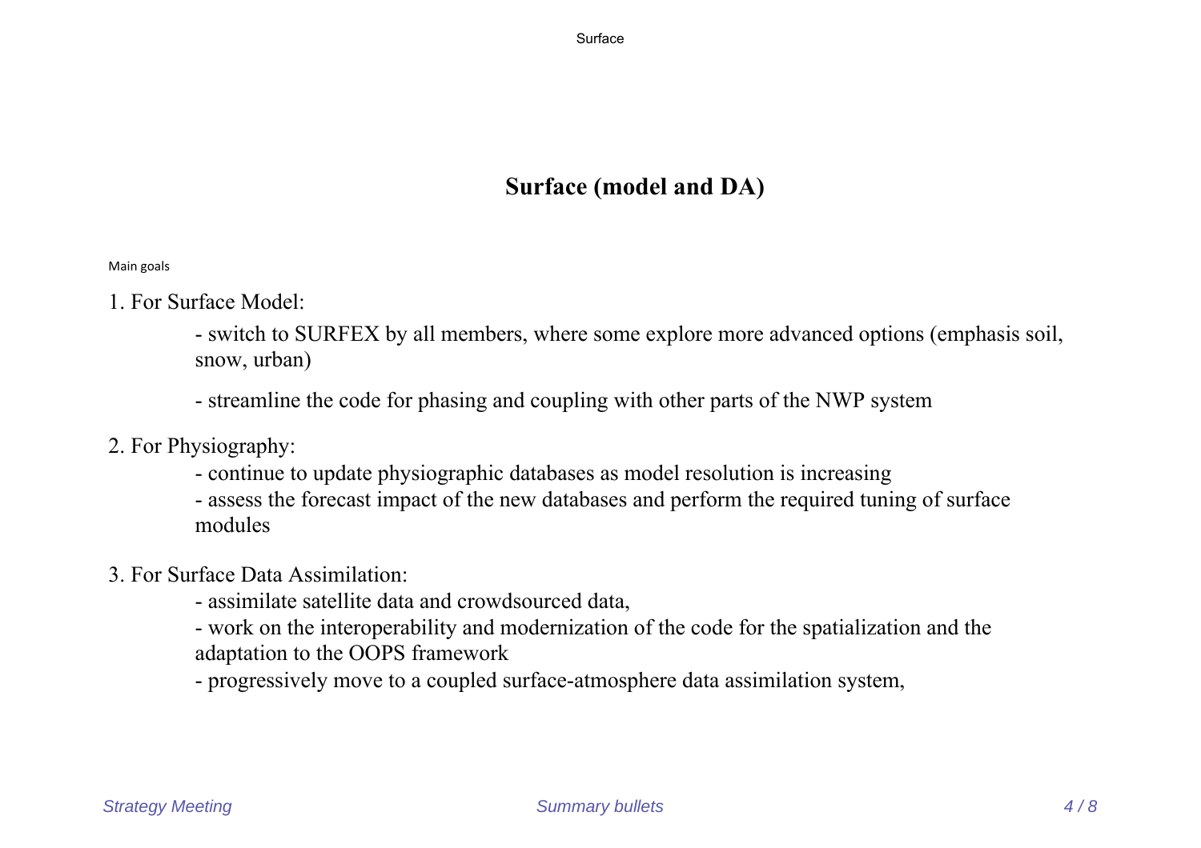# Surface (model and DA)

Main goals

1. For Surface Model:

   - switch to SURFEX by all members, where some explore more advanced options (emphasis soil, snow, urban)

   - streamline the code for phasing and coupling with other parts of the NWP system

2. For Physiography:

   - continue to update physiographic databases as model resolution is increasing
   - assess the forecast impact of the new databases and perform the required tuning of surface modules

3. For Surface Data Assimilation:

   - assimilate satellite data and crowdsourced data,
   - work on the interoperability and modernization of the code for the spatialization and the adaptation to the OOPS framework
   - progressively move to a coupled surface-atmosphere data assimilation system,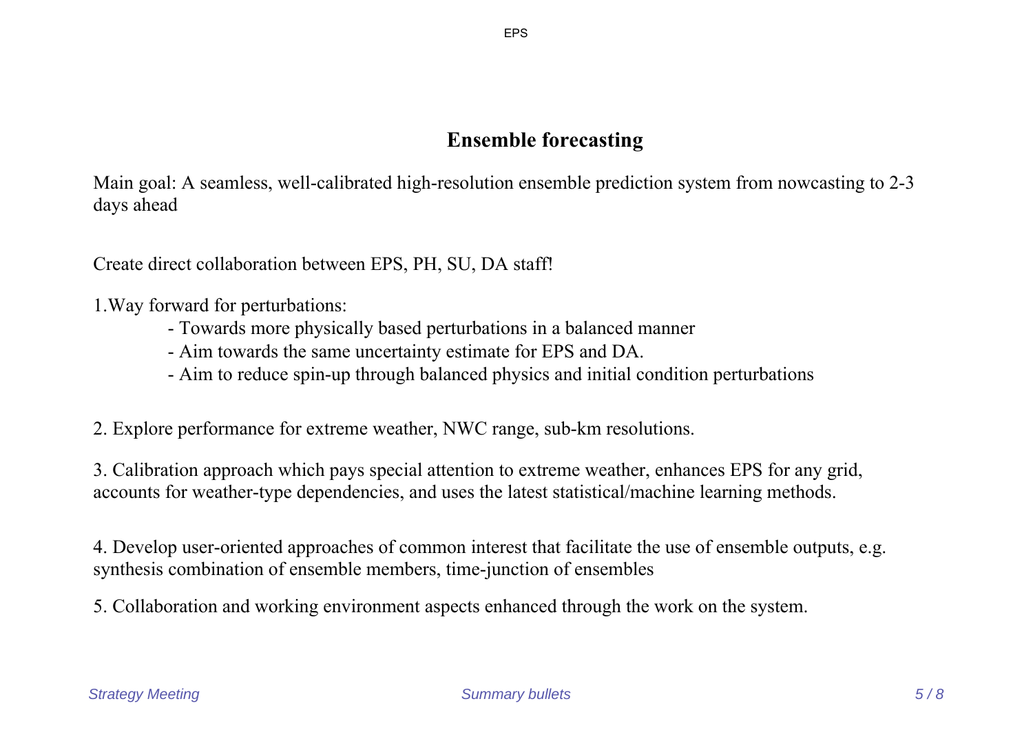## Ensemble forecasting

Main goal: A seamless, well-calibrated high-resolution ensemble prediction system from nowcasting to 2-3 days ahead

Create direct collaboration between EPS, PH, SU, DA staff!

1. Way forward for perturbations:
   - Towards more physically based perturbations in a balanced manner
   - Aim towards the same uncertainty estimate for EPS and DA.
   - Aim to reduce spin-up through balanced physics and initial condition perturbations

2. Explore performance for extreme weather, NWC range, sub-km resolutions.

3. Calibration approach which pays special attention to extreme weather, enhances EPS for any grid, accounts for weather-type dependencies, and uses the latest statistical/machine learning methods.

4. Develop user-oriented approaches of common interest that facilitate the use of ensemble outputs, e.g. synthesis combination of ensemble members, time-junction of ensembles

5. Collaboration and working environment aspects enhanced through the work on the system.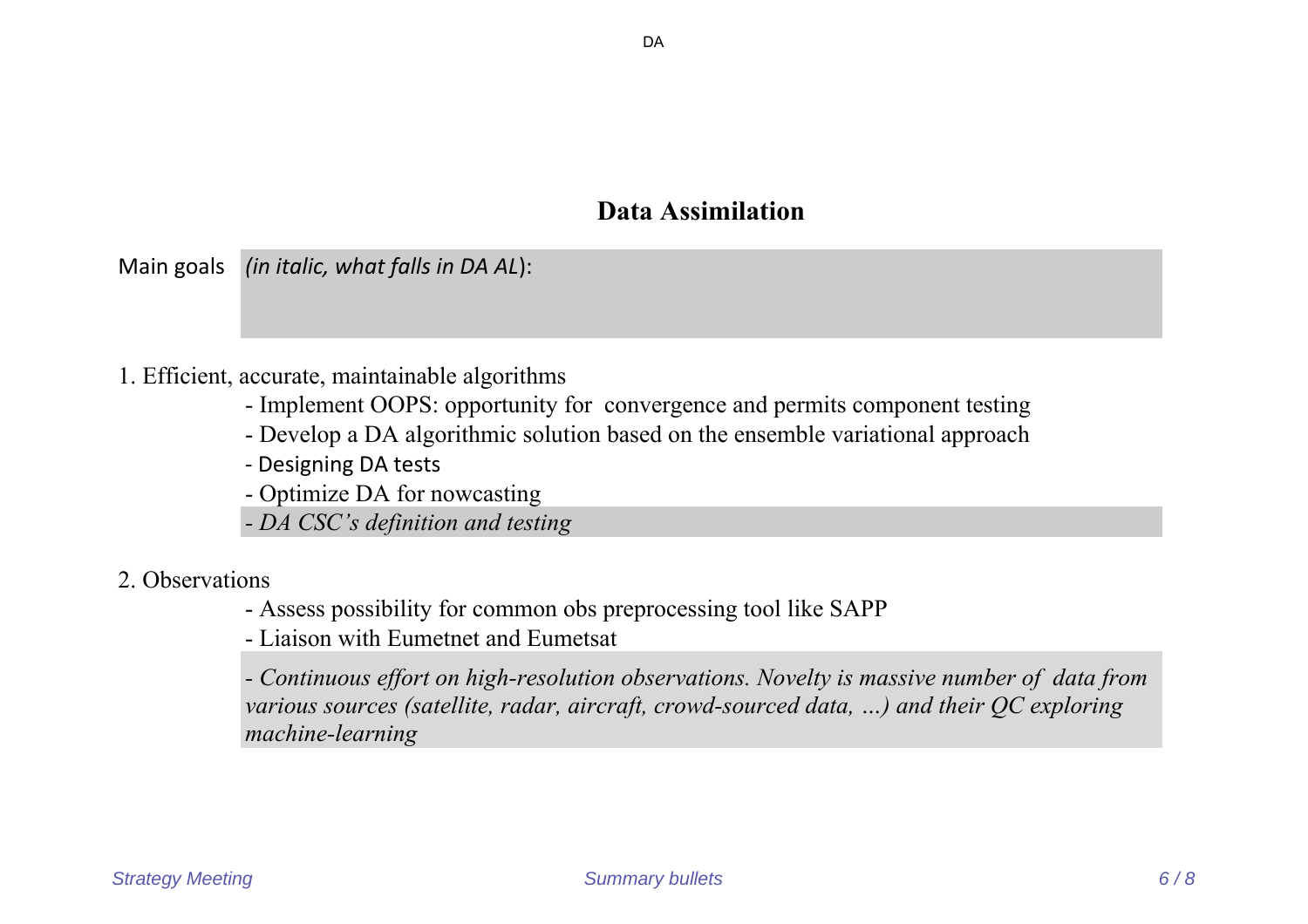# Data Assimilation

Main goals *(in italic, what falls in DA AL)*:

1. Efficient, accurate, maintainable algorithms
   - Implement OOPS: opportunity for convergence and permits component testing
   - Develop a DA algorithmic solution based on the ensemble variational approach
   - Designing DA tests
   - Optimize DA for nowcasting
   - *DA CSC's definition and testing*

2. Observations
   - Assess possibility for common obs preprocessing tool like SAPP
   - Liaison with Eumetnet and Eumetsat
   - *Continuous effort on high-resolution observations. Novelty is massive number of data from various sources (satellite, radar, aircraft, crowd-sourced data, ...) and their QC exploring machine-learning*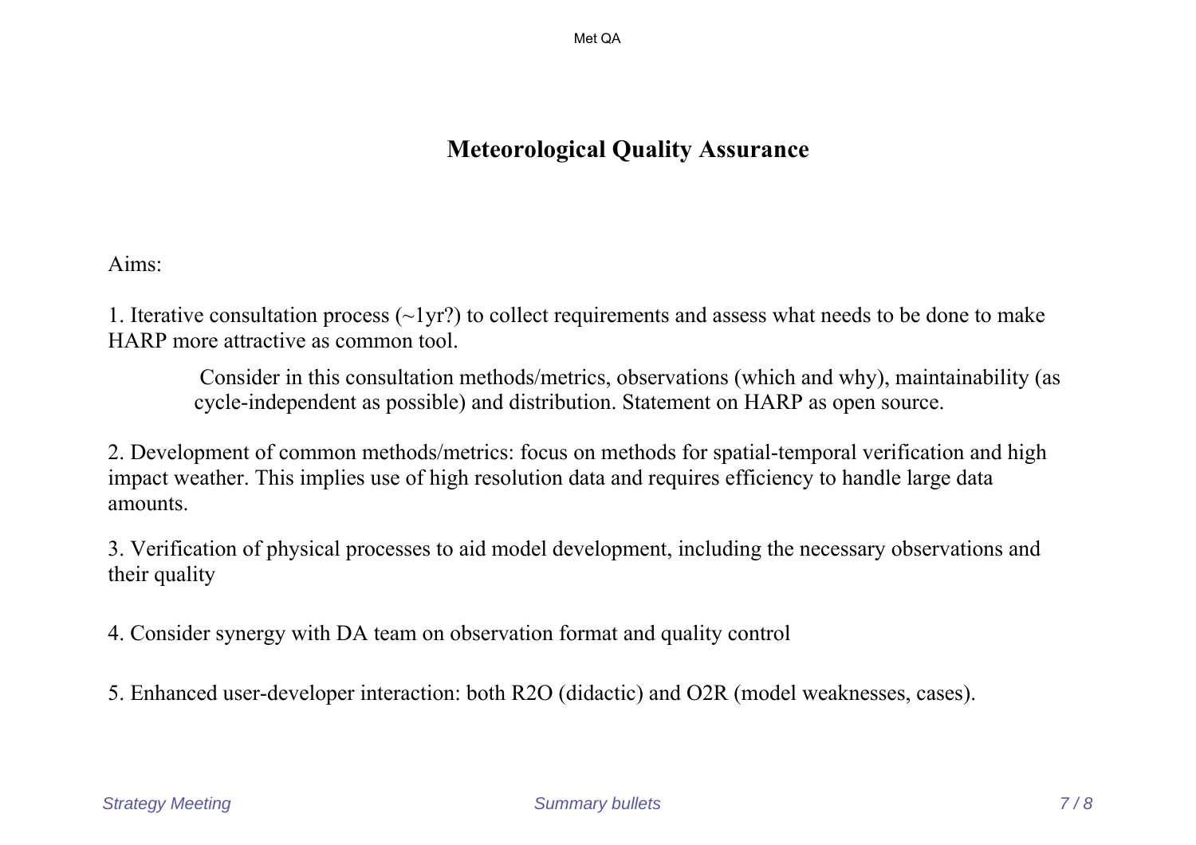# Meteorological Quality Assurance

Aims:

1. Iterative consultation process (~1yr?) to collect requirements and assess what needs to be done to make HARP more attractive as common tool.

   Consider in this consultation methods/metrics, observations (which and why), maintainability (as cycle-independent as possible) and distribution. Statement on HARP as open source.

2. Development of common methods/metrics: focus on methods for spatial-temporal verification and high impact weather. This implies use of high resolution data and requires efficiency to handle large data amounts.

3. Verification of physical processes to aid model development, including the necessary observations and their quality

4. Consider synergy with DA team on observation format and quality control

5. Enhanced user-developer interaction: both R2O (didactic) and O2R (model weaknesses, cases).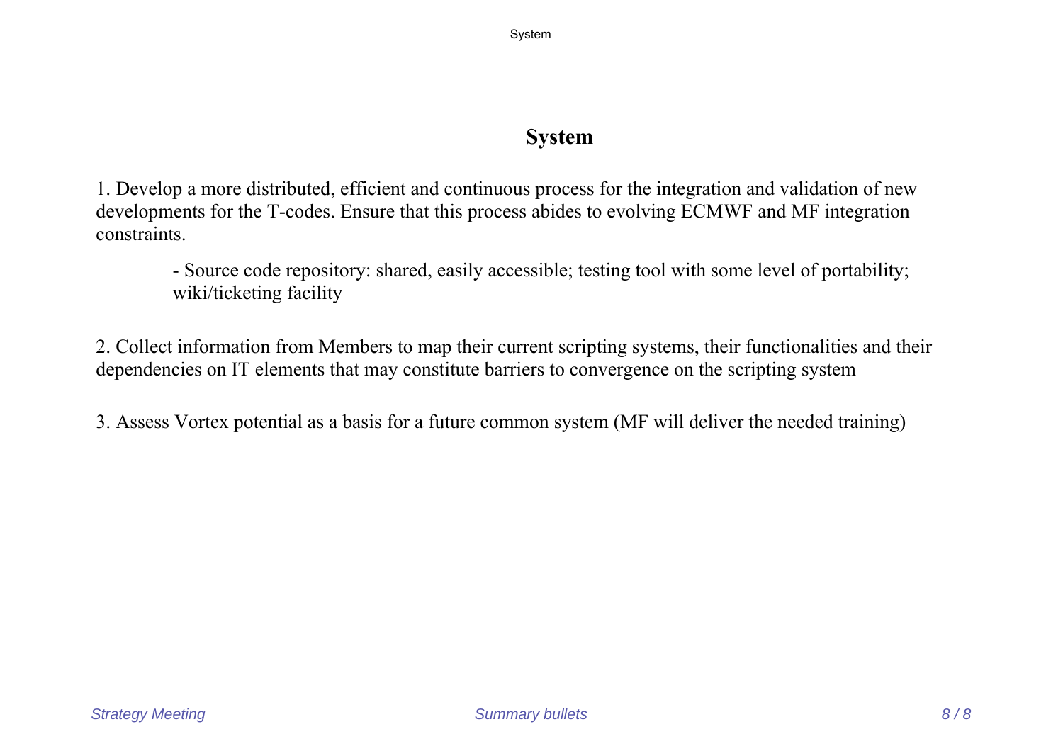# System

1. Develop a more distributed, efficient and continuous process for the integration and validation of new developments for the T-codes. Ensure that this process abides to evolving ECMWF and MF integration constraints.

   - Source code repository: shared, easily accessible; testing tool with some level of portability; wiki/ticketing facility

2. Collect information from Members to map their current scripting systems, their functionalities and their dependencies on IT elements that may constitute barriers to convergence on the scripting system

3. Assess Vortex potential as a basis for a future common system (MF will deliver the needed training)